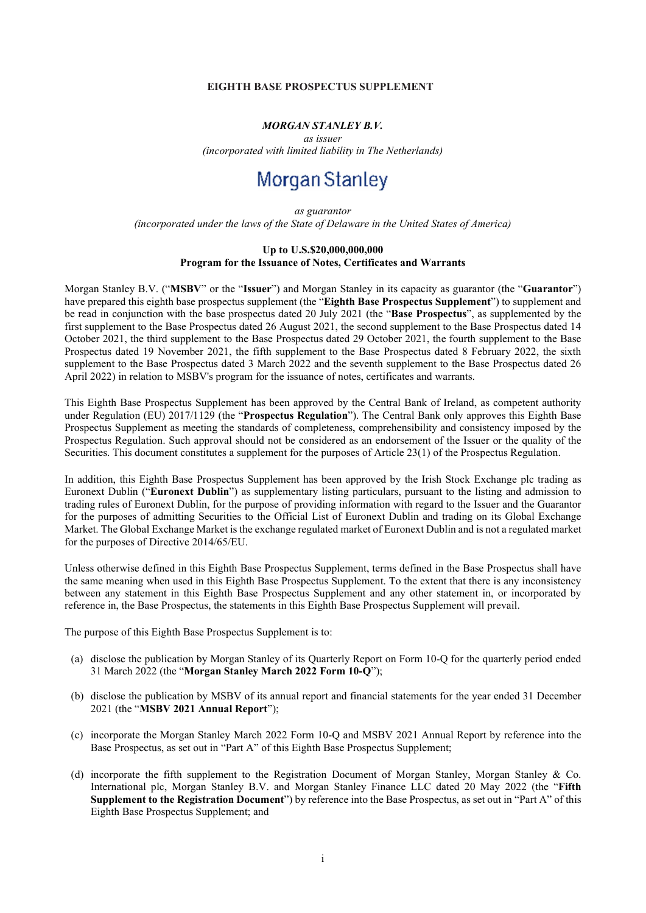**EIGHTH BASE PROSPECTUS SUPPLEMENT**

***MORGAN STANLEY B.V.***

*as issuer*

*(incorporated with limited liability in The Netherlands)*

Morgan Stanley

*as guarantor*

*(incorporated under the laws of the State of Delaware in the United States of America)*

**Up to U.S.$20,000,000,000**
**Program for the Issuance of Notes, Certificates and Warrants**

Morgan Stanley B.V. ("**MSBV**" or the "**Issuer**") and Morgan Stanley in its capacity as guarantor (the "**Guarantor**") have prepared this eighth base prospectus supplement (the "**Eighth Base Prospectus Supplement**") to supplement and be read in conjunction with the base prospectus dated 20 July 2021 (the "**Base Prospectus**", as supplemented by the first supplement to the Base Prospectus dated 26 August 2021, the second supplement to the Base Prospectus dated 14 October 2021, the third supplement to the Base Prospectus dated 29 October 2021, the fourth supplement to the Base Prospectus dated 19 November 2021, the fifth supplement to the Base Prospectus dated 8 February 2022, the sixth supplement to the Base Prospectus dated 3 March 2022 and the seventh supplement to the Base Prospectus dated 26 April 2022) in relation to MSBV's program for the issuance of notes, certificates and warrants.

This Eighth Base Prospectus Supplement has been approved by the Central Bank of Ireland, as competent authority under Regulation (EU) 2017/1129 (the "**Prospectus Regulation**"). The Central Bank only approves this Eighth Base Prospectus Supplement as meeting the standards of completeness, comprehensibility and consistency imposed by the Prospectus Regulation. Such approval should not be considered as an endorsement of the Issuer or the quality of the Securities. This document constitutes a supplement for the purposes of Article 23(1) of the Prospectus Regulation.

In addition, this Eighth Base Prospectus Supplement has been approved by the Irish Stock Exchange plc trading as Euronext Dublin ("**Euronext Dublin**") as supplementary listing particulars, pursuant to the listing and admission to trading rules of Euronext Dublin, for the purpose of providing information with regard to the Issuer and the Guarantor for the purposes of admitting Securities to the Official List of Euronext Dublin and trading on its Global Exchange Market. The Global Exchange Market is the exchange regulated market of Euronext Dublin and is not a regulated market for the purposes of Directive 2014/65/EU.

Unless otherwise defined in this Eighth Base Prospectus Supplement, terms defined in the Base Prospectus shall have the same meaning when used in this Eighth Base Prospectus Supplement. To the extent that there is any inconsistency between any statement in this Eighth Base Prospectus Supplement and any other statement in, or incorporated by reference in, the Base Prospectus, the statements in this Eighth Base Prospectus Supplement will prevail.

The purpose of this Eighth Base Prospectus Supplement is to:

(a) disclose the publication by Morgan Stanley of its Quarterly Report on Form 10-Q for the quarterly period ended 31 March 2022 (the "**Morgan Stanley March 2022 Form 10-Q**");

(b) disclose the publication by MSBV of its annual report and financial statements for the year ended 31 December 2021 (the "**MSBV 2021 Annual Report**");

(c) incorporate the Morgan Stanley March 2022 Form 10-Q and MSBV 2021 Annual Report by reference into the Base Prospectus, as set out in "Part A" of this Eighth Base Prospectus Supplement;

(d) incorporate the fifth supplement to the Registration Document of Morgan Stanley, Morgan Stanley & Co. International plc, Morgan Stanley B.V. and Morgan Stanley Finance LLC dated 20 May 2022 (the "**Fifth Supplement to the Registration Document**") by reference into the Base Prospectus, as set out in "Part A" of this Eighth Base Prospectus Supplement; and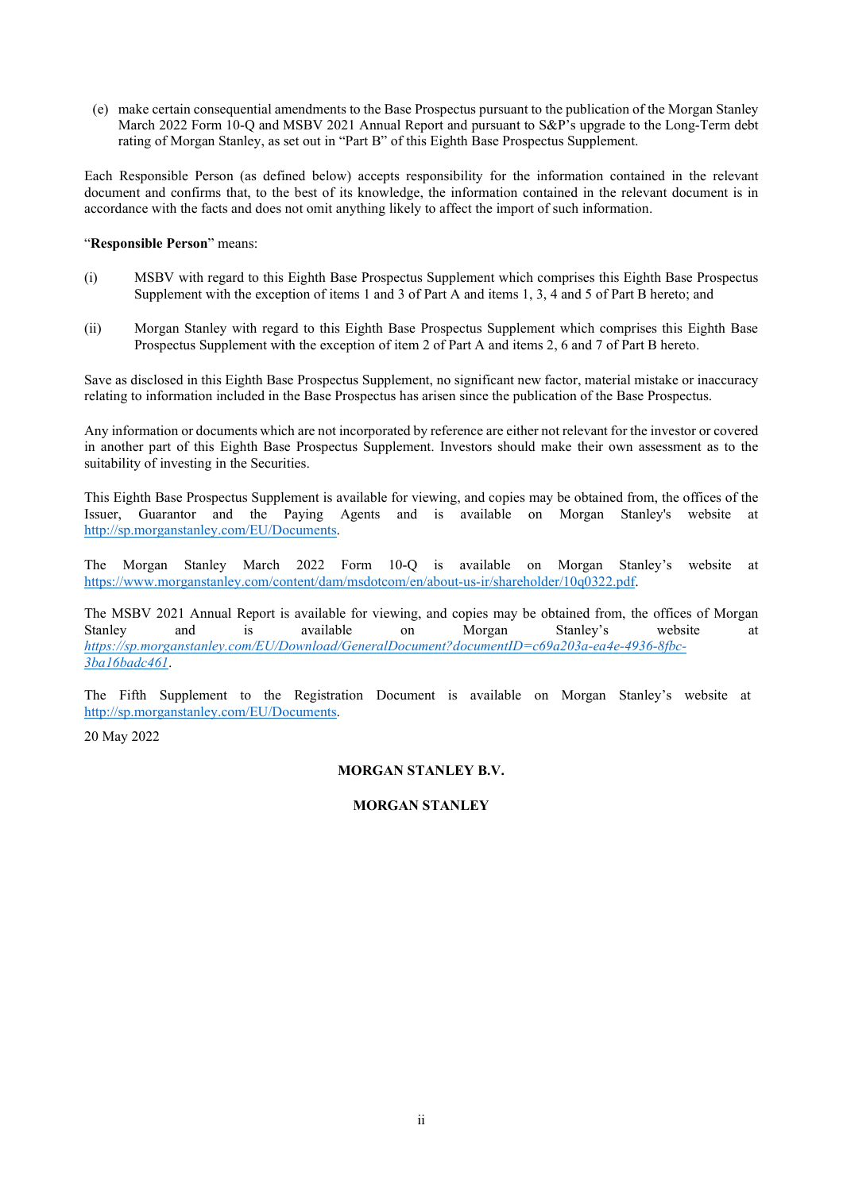(e) make certain consequential amendments to the Base Prospectus pursuant to the publication of the Morgan Stanley March 2022 Form 10-Q and MSBV 2021 Annual Report and pursuant to S&P's upgrade to the Long-Term debt rating of Morgan Stanley, as set out in "Part B" of this Eighth Base Prospectus Supplement.

Each Responsible Person (as defined below) accepts responsibility for the information contained in the relevant document and confirms that, to the best of its knowledge, the information contained in the relevant document is in accordance with the facts and does not omit anything likely to affect the import of such information.

"**Responsible Person**" means:

(i) MSBV with regard to this Eighth Base Prospectus Supplement which comprises this Eighth Base Prospectus Supplement with the exception of items 1 and 3 of Part A and items 1, 3, 4 and 5 of Part B hereto; and

(ii) Morgan Stanley with regard to this Eighth Base Prospectus Supplement which comprises this Eighth Base Prospectus Supplement with the exception of item 2 of Part A and items 2, 6 and 7 of Part B hereto.

Save as disclosed in this Eighth Base Prospectus Supplement, no significant new factor, material mistake or inaccuracy relating to information included in the Base Prospectus has arisen since the publication of the Base Prospectus.

Any information or documents which are not incorporated by reference are either not relevant for the investor or covered in another part of this Eighth Base Prospectus Supplement. Investors should make their own assessment as to the suitability of investing in the Securities.

This Eighth Base Prospectus Supplement is available for viewing, and copies may be obtained from, the offices of the Issuer, Guarantor and the Paying Agents and is available on Morgan Stanley's website at http://sp.morganstanley.com/EU/Documents.

The Morgan Stanley March 2022 Form 10-Q is available on Morgan Stanley's website at https://www.morganstanley.com/content/dam/msdotcom/en/about-us-ir/shareholder/10q0322.pdf.

The MSBV 2021 Annual Report is available for viewing, and copies may be obtained from, the offices of Morgan Stanley and is available on Morgan Stanley's website at *https://sp.morganstanley.com/EU/Download/GeneralDocument?documentID=c69a203a-ea4e-4936-8fbc-3ba16badc461*.

The Fifth Supplement to the Registration Document is available on Morgan Stanley's website at http://sp.morganstanley.com/EU/Documents.

20 May 2022

**MORGAN STANLEY B.V.**

**MORGAN STANLEY**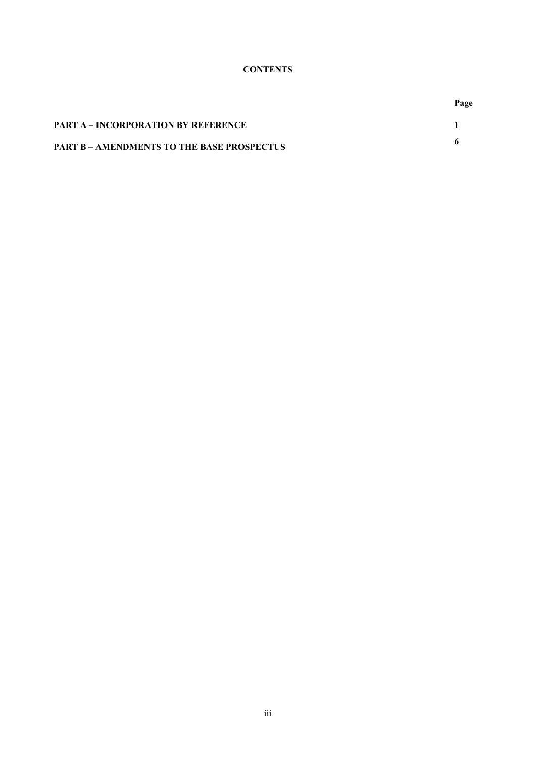**CONTENTS**

| | Page |
|---|---|
| **PART A – INCORPORATION BY REFERENCE** | **1** |
| **PART B – AMENDMENTS TO THE BASE PROSPECTUS** | **6** |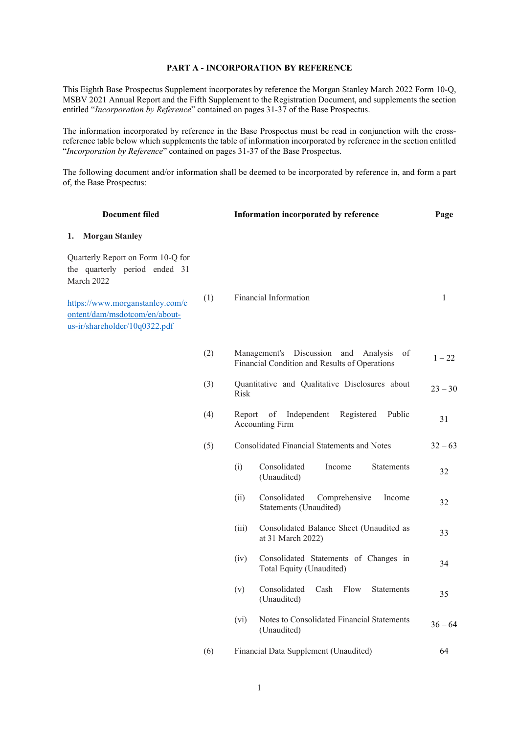## PART A - INCORPORATION BY REFERENCE

This Eighth Base Prospectus Supplement incorporates by reference the Morgan Stanley March 2022 Form 10-Q, MSBV 2021 Annual Report and the Fifth Supplement to the Registration Document, and supplements the section entitled "*Incorporation by Reference*" contained on pages 31-37 of the Base Prospectus.

The information incorporated by reference in the Base Prospectus must be read in conjunction with the cross-reference table below which supplements the table of information incorporated by reference in the section entitled "*Incorporation by Reference*" contained on pages 31-37 of the Base Prospectus.

The following document and/or information shall be deemed to be incorporated by reference in, and form a part of, the Base Prospectus:

| Document filed | | | Information incorporated by reference | Page |
|---|---|---|---|---|
| **1. Morgan Stanley** | | | | |
| Quarterly Report on Form 10-Q for the quarterly period ended 31 March 2022 | | | | |
| https://www.morganstanley.com/content/dam/msdotcom/en/about-us-ir/shareholder/10q0322.pdf | (1) | | Financial Information | 1 |
| | (2) | | Management's Discussion and Analysis of Financial Condition and Results of Operations | 1 – 22 |
| | (3) | | Quantitative and Qualitative Disclosures about Risk | 23 – 30 |
| | (4) | | Report of Independent Registered Public Accounting Firm | 31 |
| | (5) | | Consolidated Financial Statements and Notes | 32 – 63 |
| | | (i) | Consolidated Income Statements (Unaudited) | 32 |
| | | (ii) | Consolidated Comprehensive Income Statements (Unaudited) | 32 |
| | | (iii) | Consolidated Balance Sheet (Unaudited as at 31 March 2022) | 33 |
| | | (iv) | Consolidated Statements of Changes in Total Equity (Unaudited) | 34 |
| | | (v) | Consolidated Cash Flow Statements (Unaudited) | 35 |
| | | (vi) | Notes to Consolidated Financial Statements (Unaudited) | 36 – 64 |
| | (6) | | Financial Data Supplement (Unaudited) | 64 |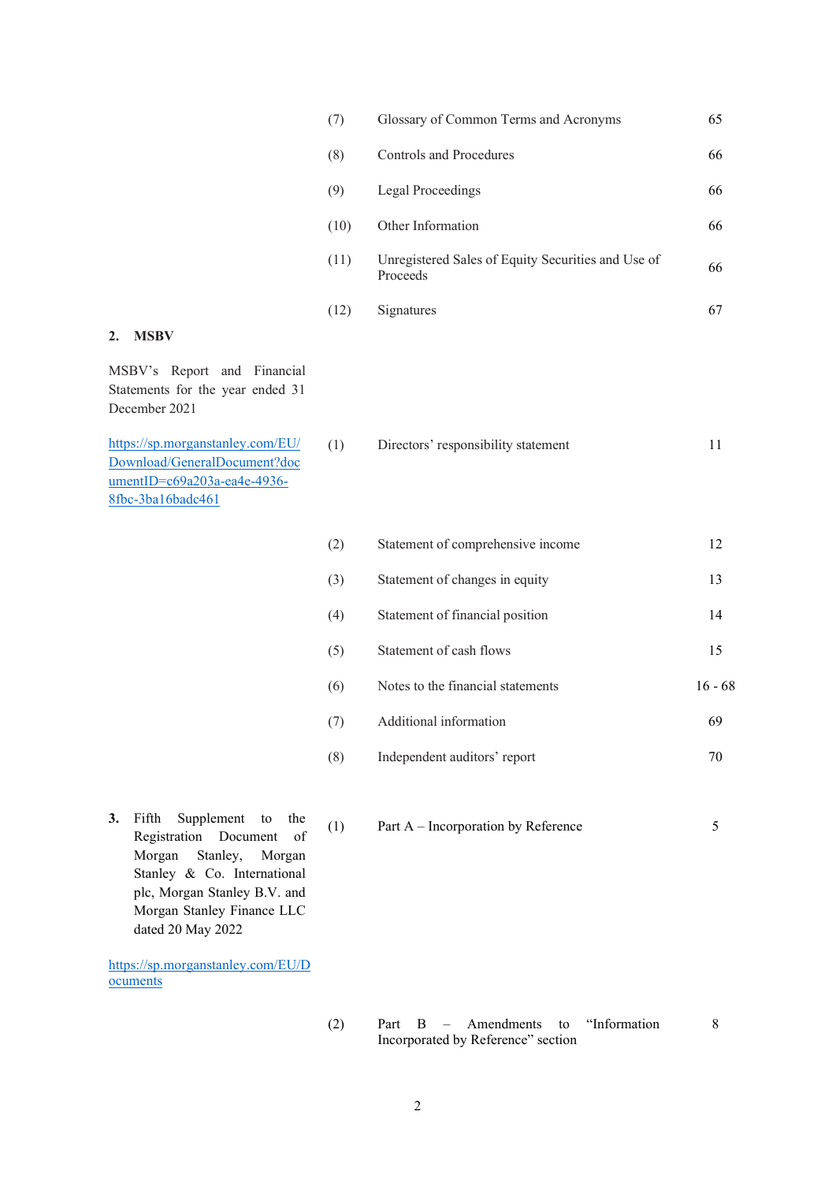| | | | |
|---|---|---|---|
| | (7) | Glossary of Common Terms and Acronyms | 65 |
| | (8) | Controls and Procedures | 66 |
| | (9) | Legal Proceedings | 66 |
| | (10) | Other Information | 66 |
| | (11) | Unregistered Sales of Equity Securities and Use of Proceeds | 66 |
| | (12) | Signatures | 67 |
| **2. MSBV** | | | |
| MSBV's Report and Financial Statements for the year ended 31 December 2021 | | | |
| https://sp.morganstanley.com/EU/Download/GeneralDocument?documentID=c69a203a-ea4e-4936-8fbc-3ba16badc461 | (1) | Directors' responsibility statement | 11 |
| | (2) | Statement of comprehensive income | 12 |
| | (3) | Statement of changes in equity | 13 |
| | (4) | Statement of financial position | 14 |
| | (5) | Statement of cash flows | 15 |
| | (6) | Notes to the financial statements | 16 - 68 |
| | (7) | Additional information | 69 |
| | (8) | Independent auditors' report | 70 |
| **3.** Fifth Supplement to the Registration Document of Morgan Stanley, Morgan Stanley & Co. International plc, Morgan Stanley B.V. and Morgan Stanley Finance LLC dated 20 May 2022 | (1) | Part A – Incorporation by Reference | 5 |
| https://sp.morganstanley.com/EU/Documents | | | |
| | (2) | Part B – Amendments to "Information Incorporated by Reference" section | 8 |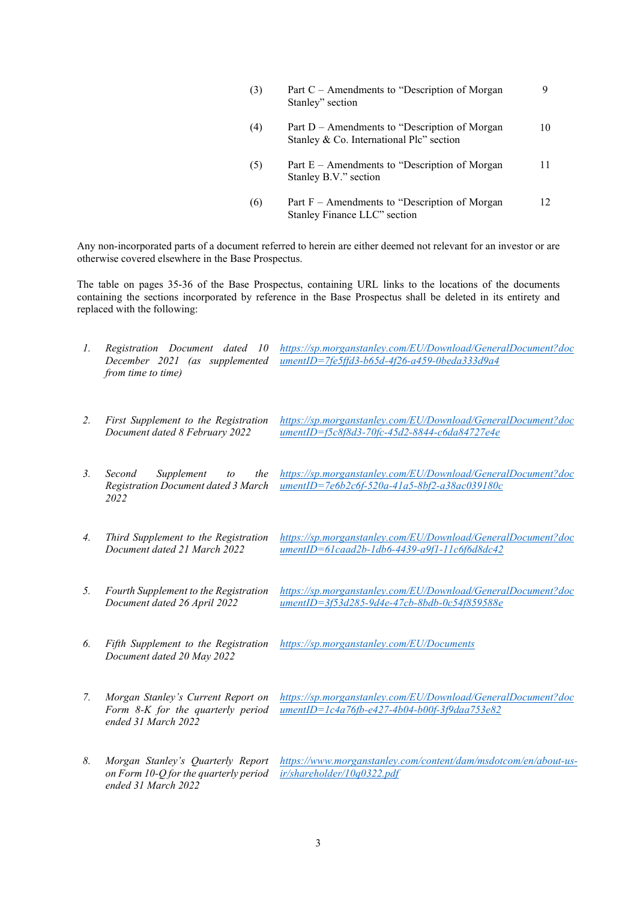| | | |
|---|---|---|
| (3) | Part C – Amendments to "Description of Morgan Stanley" section | 9 |
| (4) | Part D – Amendments to "Description of Morgan Stanley & Co. International Plc" section | 10 |
| (5) | Part E – Amendments to "Description of Morgan Stanley B.V." section | 11 |
| (6) | Part F – Amendments to "Description of Morgan Stanley Finance LLC" section | 12 |

Any non-incorporated parts of a document referred to herein are either deemed not relevant for an investor or are otherwise covered elsewhere in the Base Prospectus.

The table on pages 35-36 of the Base Prospectus, containing URL links to the locations of the documents containing the sections incorporated by reference in the Base Prospectus shall be deleted in its entirety and replaced with the following:

| | | |
|---|---|---|
| *1.* | *Registration Document dated 10 December 2021 (as supplemented from time to time)* | *https://sp.morganstanley.com/EU/Download/GeneralDocument?documentID=7fe5ffd3-b65d-4f26-a459-0beda333d9a4* |
| *2.* | *First Supplement to the Registration Document dated 8 February 2022* | *https://sp.morganstanley.com/EU/Download/GeneralDocument?documentID=f5c8f8d3-70fc-45d2-8844-c6da84727e4e* |
| *3.* | *Second Supplement to the Registration Document dated 3 March 2022* | *https://sp.morganstanley.com/EU/Download/GeneralDocument?documentID=7e6b2c6f-520a-41a5-8bf2-a38ac039180c* |
| *4.* | *Third Supplement to the Registration Document dated 21 March 2022* | *https://sp.morganstanley.com/EU/Download/GeneralDocument?documentID=61caad2b-1db6-4439-a9f1-11c6f6d8dc42* |
| *5.* | *Fourth Supplement to the Registration Document dated 26 April 2022* | *https://sp.morganstanley.com/EU/Download/GeneralDocument?documentID=3f53d285-9d4e-47cb-8bdb-0c54f859588e* |
| *6.* | *Fifth Supplement to the Registration Document dated 20 May 2022* | *https://sp.morganstanley.com/EU/Documents* |
| *7.* | *Morgan Stanley's Current Report on Form 8-K for the quarterly period ended 31 March 2022* | *https://sp.morganstanley.com/EU/Download/GeneralDocument?documentID=1c4a76fb-e427-4b04-b00f-3f9daa753e82* |
| *8.* | *Morgan Stanley's Quarterly Report on Form 10-Q for the quarterly period ended 31 March 2022* | *https://www.morganstanley.com/content/dam/msdotcom/en/about-us-ir/shareholder/10q0322.pdf* |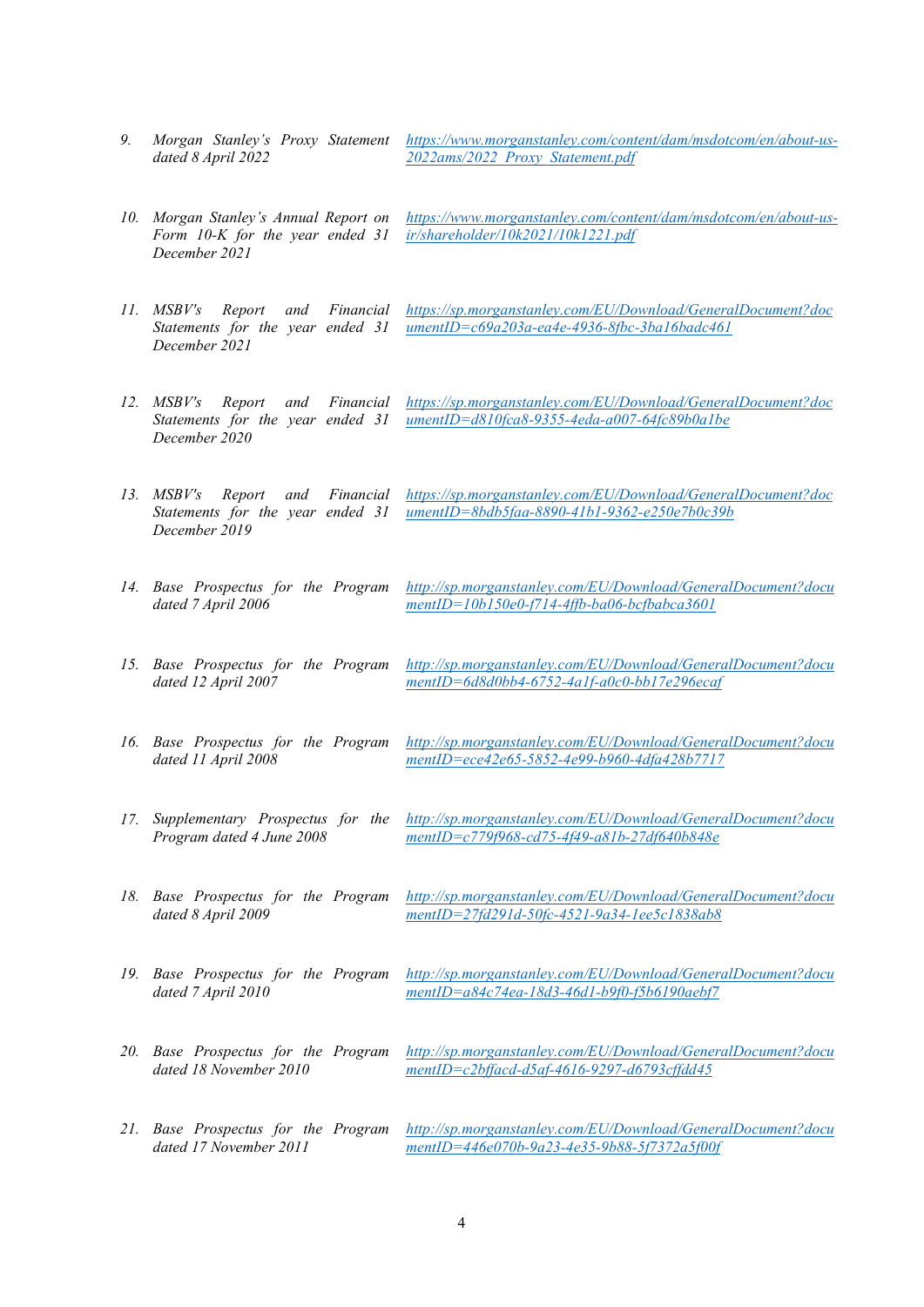9. *Morgan Stanley's Proxy Statement dated 8 April 2022* — *https://www.morganstanley.com/content/dam/msdotcom/en/about-us-2022ams/2022_Proxy_Statement.pdf*

10. *Morgan Stanley's Annual Report on Form 10-K for the year ended 31 December 2021* — *https://www.morganstanley.com/content/dam/msdotcom/en/about-us-ir/shareholder/10k2021/10k1221.pdf*

11. *MSBV's Report and Financial Statements for the year ended 31 December 2021* — *https://sp.morganstanley.com/EU/Download/GeneralDocument?documentID=c69a203a-ea4e-4936-8fbc-3ba16badc461*

12. *MSBV's Report and Financial Statements for the year ended 31 December 2020* — *https://sp.morganstanley.com/EU/Download/GeneralDocument?documentID=d810fca8-9355-4eda-a007-64fc89b0a1be*

13. *MSBV's Report and Financial Statements for the year ended 31 December 2019* — *https://sp.morganstanley.com/EU/Download/GeneralDocument?documentID=8bdb5faa-8890-41b1-9362-e250e7b0c39b*

14. *Base Prospectus for the Program dated 7 April 2006* — *http://sp.morganstanley.com/EU/Download/GeneralDocument?documentID=10b150e0-f714-4ffb-ba06-bcfbabca3601*

15. *Base Prospectus for the Program dated 12 April 2007* — *http://sp.morganstanley.com/EU/Download/GeneralDocument?documentID=6d8d0bb4-6752-4a1f-a0c0-bb17e296ecaf*

16. *Base Prospectus for the Program dated 11 April 2008* — *http://sp.morganstanley.com/EU/Download/GeneralDocument?documentID=ece42e65-5852-4e99-b960-4dfa428b7717*

17. *Supplementary Prospectus for the Program dated 4 June 2008* — *http://sp.morganstanley.com/EU/Download/GeneralDocument?documentID=c779f968-cd75-4f49-a81b-27df640b848e*

18. *Base Prospectus for the Program dated 8 April 2009* — *http://sp.morganstanley.com/EU/Download/GeneralDocument?documentID=27fd291d-50fc-4521-9a34-1ee5c1838ab8*

19. *Base Prospectus for the Program dated 7 April 2010* — *http://sp.morganstanley.com/EU/Download/GeneralDocument?documentID=a84c74ea-18d3-46d1-b9f0-f5b6190aebf7*

20. *Base Prospectus for the Program dated 18 November 2010* — *http://sp.morganstanley.com/EU/Download/GeneralDocument?documentID=c2bffacd-d5af-4616-9297-d6793cffdd45*

21. *Base Prospectus for the Program dated 17 November 2011* — *http://sp.morganstanley.com/EU/Download/GeneralDocument?documentID=446e070b-9a23-4e35-9b88-5f7372a5f00f*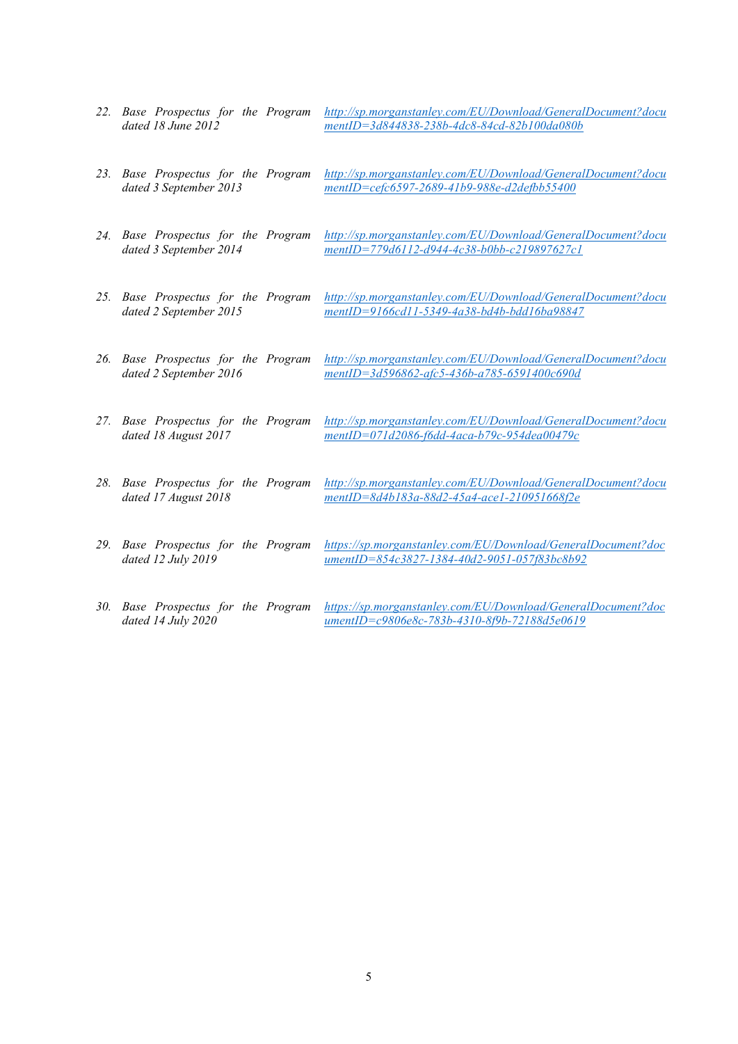22. *Base Prospectus for the Program dated 18 June 2012* — *http://sp.morganstanley.com/EU/Download/GeneralDocument?documentID=3d844838-238b-4dc8-84cd-82b100da080b*

23. *Base Prospectus for the Program dated 3 September 2013* — *http://sp.morganstanley.com/EU/Download/GeneralDocument?documentID=cefc6597-2689-41b9-988e-d2defbb55400*

24. *Base Prospectus for the Program dated 3 September 2014* — *http://sp.morganstanley.com/EU/Download/GeneralDocument?documentID=779d6112-d944-4c38-b0bb-c219897627c1*

25. *Base Prospectus for the Program dated 2 September 2015* — *http://sp.morganstanley.com/EU/Download/GeneralDocument?documentID=9166cd11-5349-4a38-bd4b-bdd16ba98847*

26. *Base Prospectus for the Program dated 2 September 2016* — *http://sp.morganstanley.com/EU/Download/GeneralDocument?documentID=3d596862-afc5-436b-a785-6591400c690d*

27. *Base Prospectus for the Program dated 18 August 2017* — *http://sp.morganstanley.com/EU/Download/GeneralDocument?documentID=071d2086-f6dd-4aca-b79c-954dea00479c*

28. *Base Prospectus for the Program dated 17 August 2018* — *http://sp.morganstanley.com/EU/Download/GeneralDocument?documentID=8d4b183a-88d2-45a4-ace1-210951668f2e*

29. *Base Prospectus for the Program dated 12 July 2019* — *https://sp.morganstanley.com/EU/Download/GeneralDocument?documentID=854c3827-1384-40d2-9051-057f83bc8b92*

30. *Base Prospectus for the Program dated 14 July 2020* — *https://sp.morganstanley.com/EU/Download/GeneralDocument?documentID=c9806e8c-783b-4310-8f9b-72188d5e0619*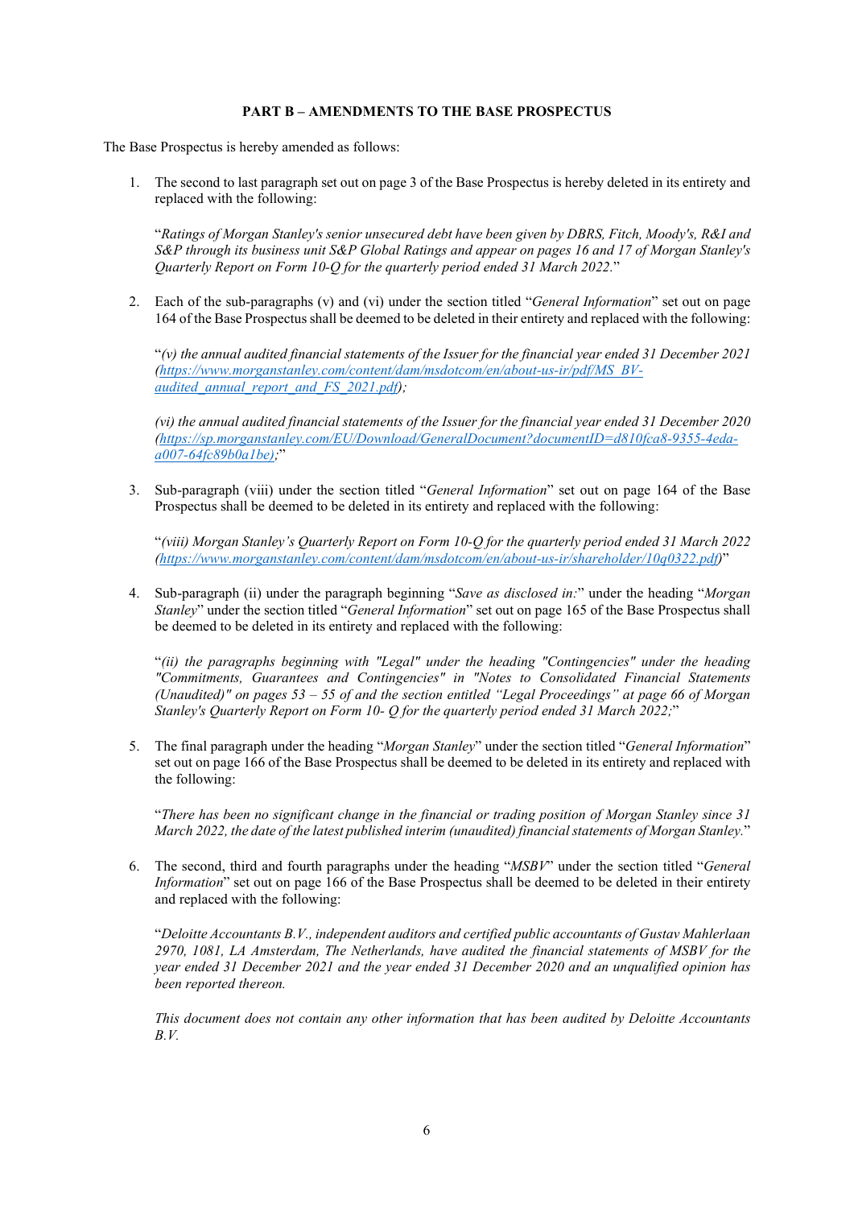**PART B – AMENDMENTS TO THE BASE PROSPECTUS**

The Base Prospectus is hereby amended as follows:

1. The second to last paragraph set out on page 3 of the Base Prospectus is hereby deleted in its entirety and replaced with the following:

   "*Ratings of Morgan Stanley's senior unsecured debt have been given by DBRS, Fitch, Moody's, R&I and S&P through its business unit S&P Global Ratings and appear on pages 16 and 17 of Morgan Stanley's Quarterly Report on Form 10-Q for the quarterly period ended 31 March 2022.*"

2. Each of the sub-paragraphs (v) and (vi) under the section titled "*General Information*" set out on page 164 of the Base Prospectus shall be deemed to be deleted in their entirety and replaced with the following:

   "*(v) the annual audited financial statements of the Issuer for the financial year ended 31 December 2021 (https://www.morganstanley.com/content/dam/msdotcom/en/about-us-ir/pdf/MS_BV-audited_annual_report_and_FS_2021.pdf);*

   *(vi) the annual audited financial statements of the Issuer for the financial year ended 31 December 2020 (https://sp.morganstanley.com/EU/Download/GeneralDocument?documentID=d810fca8-9355-4eda-a007-64fc89b0a1be);*"

3. Sub-paragraph (viii) under the section titled "*General Information*" set out on page 164 of the Base Prospectus shall be deemed to be deleted in its entirety and replaced with the following:

   "*(viii) Morgan Stanley's Quarterly Report on Form 10-Q for the quarterly period ended 31 March 2022 (https://www.morganstanley.com/content/dam/msdotcom/en/about-us-ir/shareholder/10q0322.pdf)*"

4. Sub-paragraph (ii) under the paragraph beginning "*Save as disclosed in:*" under the heading "*Morgan Stanley*" under the section titled "*General Information*" set out on page 165 of the Base Prospectus shall be deemed to be deleted in its entirety and replaced with the following:

   "*(ii) the paragraphs beginning with "Legal" under the heading "Contingencies" under the heading "Commitments, Guarantees and Contingencies" in "Notes to Consolidated Financial Statements (Unaudited)" on pages 53 – 55 of and the section entitled "Legal Proceedings" at page 66 of Morgan Stanley's Quarterly Report on Form 10- Q for the quarterly period ended 31 March 2022;*"

5. The final paragraph under the heading "*Morgan Stanley*" under the section titled "*General Information*" set out on page 166 of the Base Prospectus shall be deemed to be deleted in its entirety and replaced with the following:

   "*There has been no significant change in the financial or trading position of Morgan Stanley since 31 March 2022, the date of the latest published interim (unaudited) financial statements of Morgan Stanley.*"

6. The second, third and fourth paragraphs under the heading "*MSBV*" under the section titled "*General Information*" set out on page 166 of the Base Prospectus shall be deemed to be deleted in their entirety and replaced with the following:

   "*Deloitte Accountants B.V., independent auditors and certified public accountants of Gustav Mahlerlaan 2970, 1081, LA Amsterdam, The Netherlands, have audited the financial statements of MSBV for the year ended 31 December 2021 and the year ended 31 December 2020 and an unqualified opinion has been reported thereon.*

   *This document does not contain any other information that has been audited by Deloitte Accountants B.V.*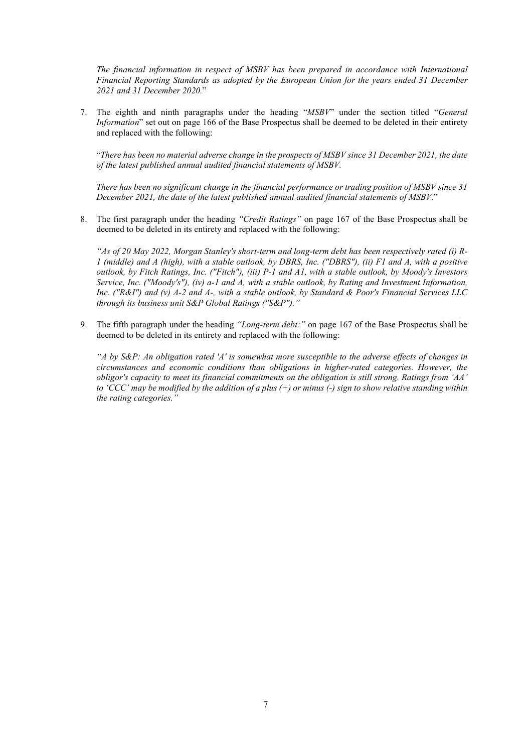*The financial information in respect of MSBV has been prepared in accordance with International Financial Reporting Standards as adopted by the European Union for the years ended 31 December 2021 and 31 December 2020.*"

7. The eighth and ninth paragraphs under the heading "*MSBV*" under the section titled "*General Information*" set out on page 166 of the Base Prospectus shall be deemed to be deleted in their entirety and replaced with the following:

   "*There has been no material adverse change in the prospects of MSBV since 31 December 2021, the date of the latest published annual audited financial statements of MSBV.*

   *There has been no significant change in the financial performance or trading position of MSBV since 31 December 2021, the date of the latest published annual audited financial statements of MSBV.*"

8. The first paragraph under the heading *"Credit Ratings"* on page 167 of the Base Prospectus shall be deemed to be deleted in its entirety and replaced with the following:

   *"As of 20 May 2022, Morgan Stanley's short-term and long-term debt has been respectively rated (i) R-1 (middle) and A (high), with a stable outlook, by DBRS, Inc. ("DBRS"), (ii) F1 and A, with a positive outlook, by Fitch Ratings, Inc. ("Fitch"), (iii) P-1 and A1, with a stable outlook, by Moody's Investors Service, Inc. ("Moody's"), (iv) a-1 and A, with a stable outlook, by Rating and Investment Information, Inc. ("R&I") and (v) A-2 and A-, with a stable outlook, by Standard & Poor's Financial Services LLC through its business unit S&P Global Ratings ("S&P")."*

9. The fifth paragraph under the heading *"Long-term debt:"* on page 167 of the Base Prospectus shall be deemed to be deleted in its entirety and replaced with the following:

   *"A by S&P: An obligation rated 'A' is somewhat more susceptible to the adverse effects of changes in circumstances and economic conditions than obligations in higher-rated categories. However, the obligor's capacity to meet its financial commitments on the obligation is still strong. Ratings from 'AA' to 'CCC' may be modified by the addition of a plus (+) or minus (-) sign to show relative standing within the rating categories."*